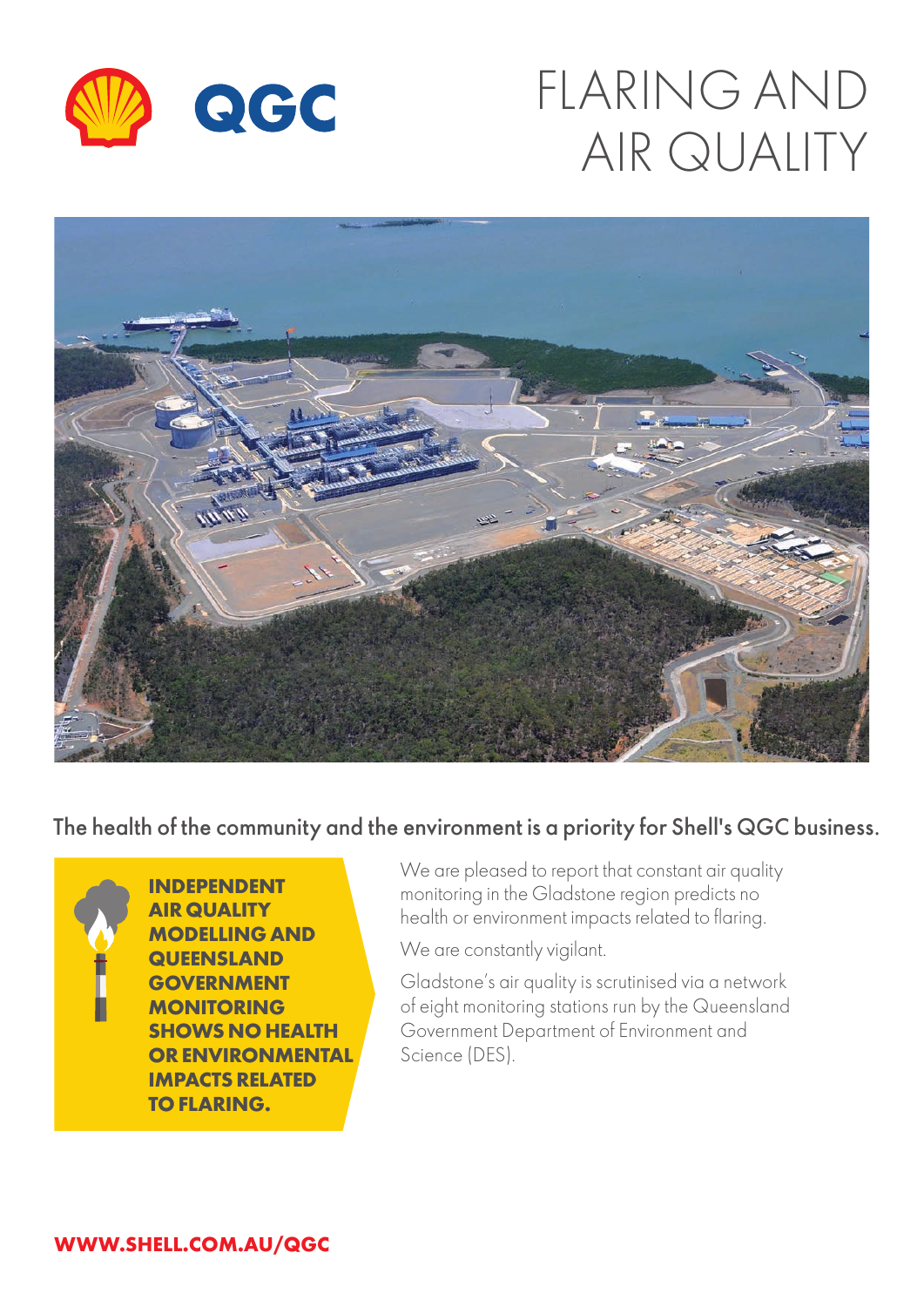# FLARING AND AIR QUALITY

**The health of the community and the environment is a priority for Shell's QGC business.**

**INDEPENDENT AIR QUALITY MODELLING AND QUEENSLAND GOVERNMENT MONITORING SHOWS NO HEALTH OR ENVIRONMENTAL IMPACTS RELATED TO FLARING.**

We are pleased to report that constant air quality monitoring in the Gladstone region predicts no health or environment impacts related to flaring.

We are constantly vigilant.

Gladstone's air quality is scrutinised via a network of eight monitoring stations run by the Queensland Government Department of Environment and Science (DES).

**WWW.SHELL.COM.AU/QGC**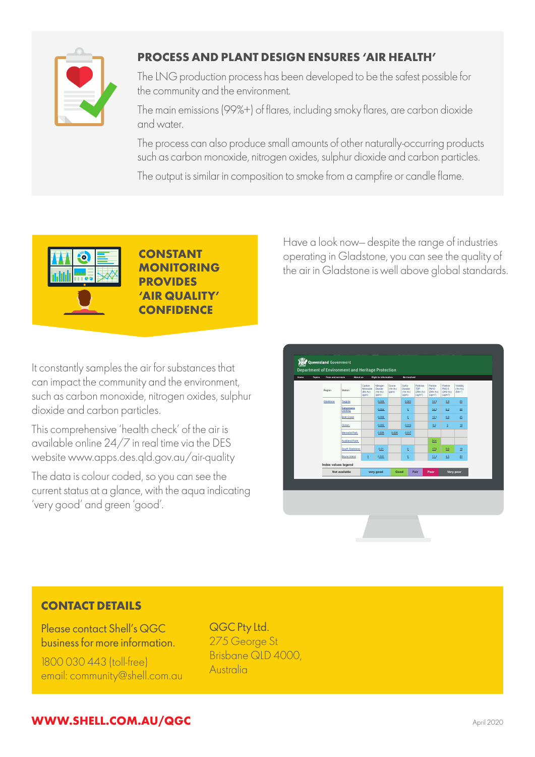## PROCESS AND PLANT DESIGN ENSURES 'AIR HEALTH'

The LNG production process has been developed to be the safest possible for the community and the environment.

The main emissions (99%+) of flares, including smoky flares, are carbon dioxide and water.

The process can also produce small amounts of other naturally-occurring products such as carbon monoxide, nitrogen oxides, sulphur dioxide and carbon particles.

The output is similar in composition to smoke from a campfire or candle flame.

## CONSTANT MONITORING PROVIDES 'AIR QUALITY' CONFIDENCE

Have a look now– despite the range of industries operating in Gladstone, you can see the quality of the air in Gladstone is well above global standards.

It constantly samples the air for substances that can impact the community and the environment, such as carbon monoxide, nitrogen oxides, sulphur dioxide and carbon particles.

This comprehensive 'health check' of the air is available online 24/7 in real time via the DES website www.apps.des.qld.gov.au/air-quality

The data is colour coded, so you can see the current status at a glance, with the aqua indicating 'very good' and green 'good'.

## CONTACT DETAILS

Please contact Shell's QGC business for more information.

1800 030 443 (toll-free)
email: community@shell.com.au

QGC Pty Ltd.
275 George St
Brisbane QLD 4000,
Australia

**WWW.SHELL.COM.AU/QGC**

April 2020